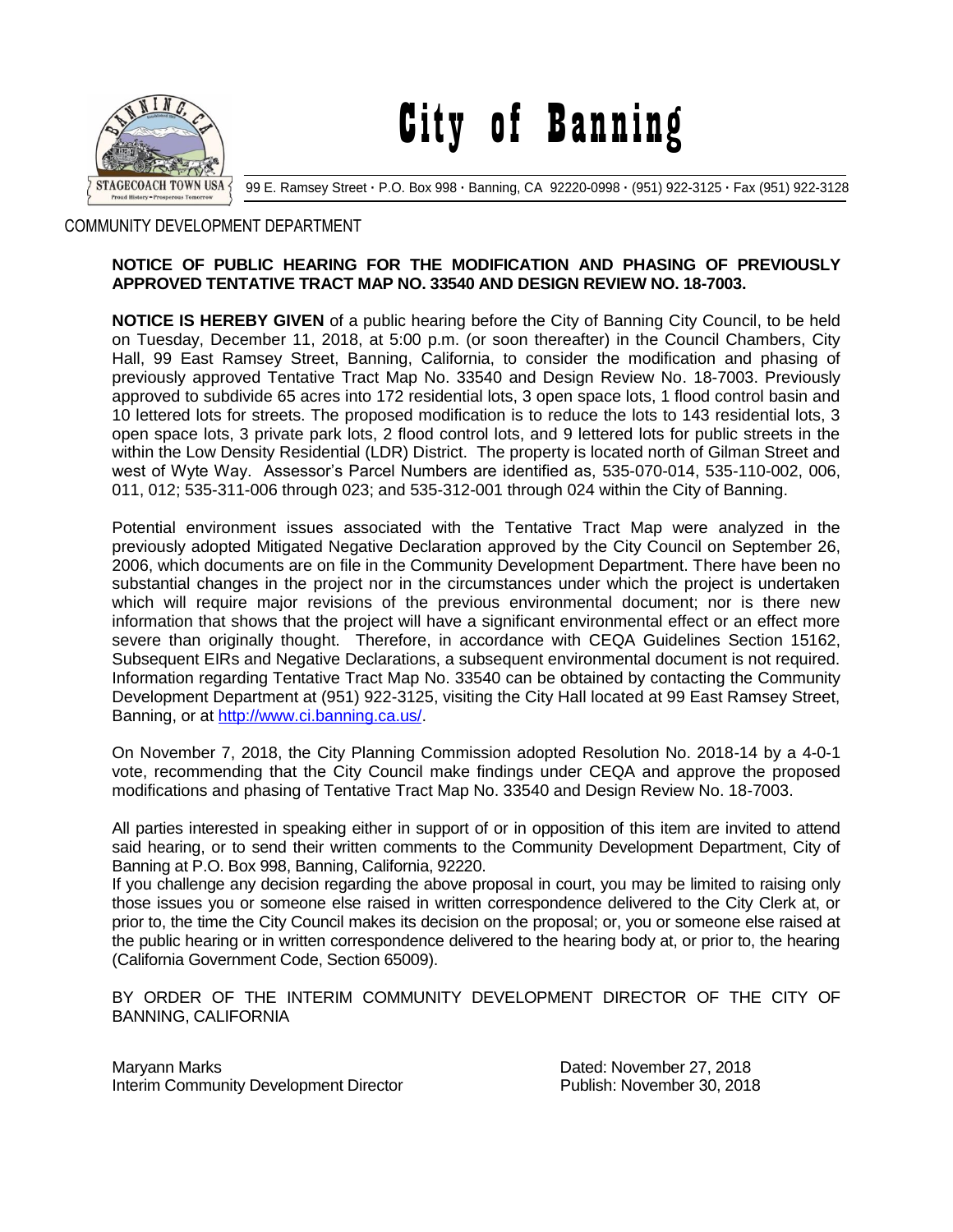# City of Banning

99 E. Ramsey Street · P.O. Box 998 · Banning, CA 92220-0998 · (951) 922-3125 · Fax (951) 922-3128

COMMUNITY DEVELOPMENT DEPARTMENT

**NOTICE OF PUBLIC HEARING FOR THE MODIFICATION AND PHASING OF PREVIOUSLY APPROVED TENTATIVE TRACT MAP NO. 33540 AND DESIGN REVIEW NO. 18-7003.**

**NOTICE IS HEREBY GIVEN** of a public hearing before the City of Banning City Council, to be held on Tuesday, December 11, 2018, at 5:00 p.m. (or soon thereafter) in the Council Chambers, City Hall, 99 East Ramsey Street, Banning, California, to consider the modification and phasing of previously approved Tentative Tract Map No. 33540 and Design Review No. 18-7003. Previously approved to subdivide 65 acres into 172 residential lots, 3 open space lots, 1 flood control basin and 10 lettered lots for streets. The proposed modification is to reduce the lots to 143 residential lots, 3 open space lots, 3 private park lots, 2 flood control lots, and 9 lettered lots for public streets in the within the Low Density Residential (LDR) District. The property is located north of Gilman Street and west of Wyte Way. Assessor's Parcel Numbers are identified as, 535-070-014, 535-110-002, 006, 011, 012; 535-311-006 through 023; and 535-312-001 through 024 within the City of Banning.

Potential environment issues associated with the Tentative Tract Map were analyzed in the previously adopted Mitigated Negative Declaration approved by the City Council on September 26, 2006, which documents are on file in the Community Development Department. There have been no substantial changes in the project nor in the circumstances under which the project is undertaken which will require major revisions of the previous environmental document; nor is there new information that shows that the project will have a significant environmental effect or an effect more severe than originally thought. Therefore, in accordance with CEQA Guidelines Section 15162, Subsequent EIRs and Negative Declarations, a subsequent environmental document is not required. Information regarding Tentative Tract Map No. 33540 can be obtained by contacting the Community Development Department at (951) 922-3125, visiting the City Hall located at 99 East Ramsey Street, Banning, or at http://www.ci.banning.ca.us/.

On November 7, 2018, the City Planning Commission adopted Resolution No. 2018-14 by a 4-0-1 vote, recommending that the City Council make findings under CEQA and approve the proposed modifications and phasing of Tentative Tract Map No. 33540 and Design Review No. 18-7003.

All parties interested in speaking either in support of or in opposition of this item are invited to attend said hearing, or to send their written comments to the Community Development Department, City of Banning at P.O. Box 998, Banning, California, 92220.
If you challenge any decision regarding the above proposal in court, you may be limited to raising only those issues you or someone else raised in written correspondence delivered to the City Clerk at, or prior to, the time the City Council makes its decision on the proposal; or, you or someone else raised at the public hearing or in written correspondence delivered to the hearing body at, or prior to, the hearing (California Government Code, Section 65009).

BY ORDER OF THE INTERIM COMMUNITY DEVELOPMENT DIRECTOR OF THE CITY OF BANNING, CALIFORNIA

Maryann Marks
Interim Community Development Director

Dated: November 27, 2018
Publish: November 30, 2018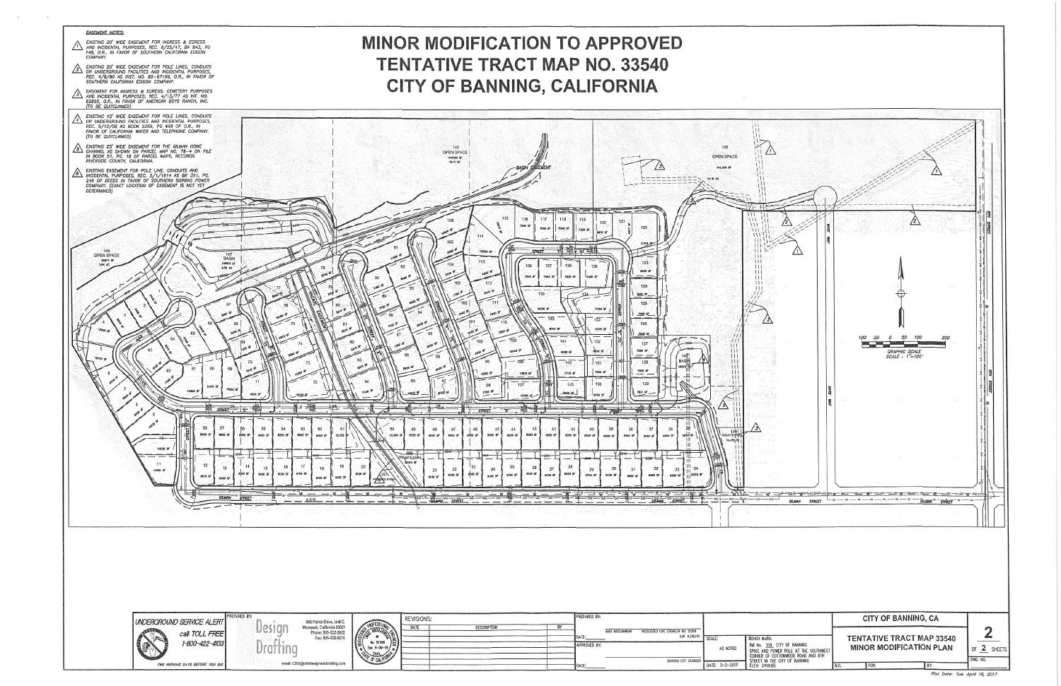# MINOR MODIFICATION TO APPROVED TENTATIVE TRACT MAP NO. 33540 CITY OF BANNING, CALIFORNIA

**EASEMENT NOTES:**

1. EXISTING 20' WIDE EASEMENT FOR INGRESS & EGRESS AND INCIDENTAL PURPOSES, REC. 6/25/47, BK 843, PG 148, O.R., IN FAVOR OF SOUTHERN CALIFORNIA EDISON COMPANY.
2. EXISTING 20' WIDE EASEMENT FOR POLE LINES, CONDUITS OR UNDERGROUND FACILITIES AND INCIDENTAL PURPOSES, REC. 4/8/80 AS INST. NO. 80-67166, O.R., IN FAVOR OF SOUTHERN CALIFORNIA EDISON COMPANY.
3. EASEMENT FOR INGRESS & EGRESS, CEMETERY PURPOSES AND INCIDENTAL PURPOSES, REC. 4/13/77 AS INT. NO. 62895, O.R., IN FAVOR OF AMERICAN BOYS RANCH, INC. (TO BE QUITCLAIMED)
4. EXISTING 10' WIDE EASEMENT FOR POLE LINES, CONDUITS OR UNDERGROUND FACILITIES AND INCIDENTAL PURPOSES, REC. 5/12/58 AS BOOK 2269, PG 408 OF O.R., IN FAVOR OF CALIFORNIA WATER AND TELEPHONE COMPANY. (TO BE QUITCLAIMED)
5. EXISTING 25' WIDE EASEMENT FOR THE GILMAN HOME CHANNEL AS SHOWN ON PARCEL MAP NO. 78-4 ON FILE IN BOOK 51, PG. 18 OF PARCEL MAPS, RECORDS RIVERSIDE COUNTY, CALIFORNIA.
6. EXISTING EASEMENT FOR POLE LINE, CONDUITS AND INCIDENTAL PURPOSES, REC. 5/1/1914 AS BK 391, PG. 249 OF DEEDS IN FAVOR OF SOUTHERN SIERRAS POWER COMPANY. (EXACT LOCATION OF EASEMENT IS NOT YET DETERMINED)

146 OPEN SPACE

145 OPEN SPACE

148 OPEN SPACE

147 BASIN

149 BASIN

BASIN EASEMENT

150 PRIVATE PARK

151 PRIVATE PARK

STREET "A"

STREET "B"

STREET "C"

STREET "D"

GILMAN STREET

WHITE WAY

8TH STREET

GRAPHIC SCALE
SCALE : 1"=100'

100 50 0 50 100 200

UNDERGROUND SERVICE ALERT
call TOLL FREE
1-800-422-4133
TWO WORKING DAYS BEFORE YOU DIG

PREPARED BY:
Design Drafting
805 Patriot Drive, Unit C, Moorpark, California 93021
Phone: 805-532-2622
Fax: 805-426-8016
email: CDD@cddesigndrafting.com

REGISTERED PROFESSIONAL ENGINEER
No. 51299
Exp. 6-30-18
CIVIL
STATE OF CALIFORNIA

| REVISIONS: | | |
|---|---|---|
| DATE | DESCRIPTION | BY |

PREPARED BY:
MAJI ABOLHASAN REGISTERED CIVIL ENGINEER NO. 51299 EXP. 6/30/18
DATE:
APPROVED BY:
BANNING CITY ENGINEER
DATE:

SCALE: AS NOTED

DATE: 2-2-2017

BENCH MARK:
BM No. 110, CITY OF BANNING
SPIKE AND POWER POLE AT THE SOUTHWEST CORNER OF COTTONWOOD ROAD AND 8TH STREET IN THE CITY OF BANNING
ELEV: 2419.65

CITY OF BANNING, CA

TENTATIVE TRACT MAP 33540
MINOR MODIFICATION PLAN

2 OF 2 SHEETS

W.O. FOR: BY: DWG. NO.

Plot Date: Tue, April 18, 2017